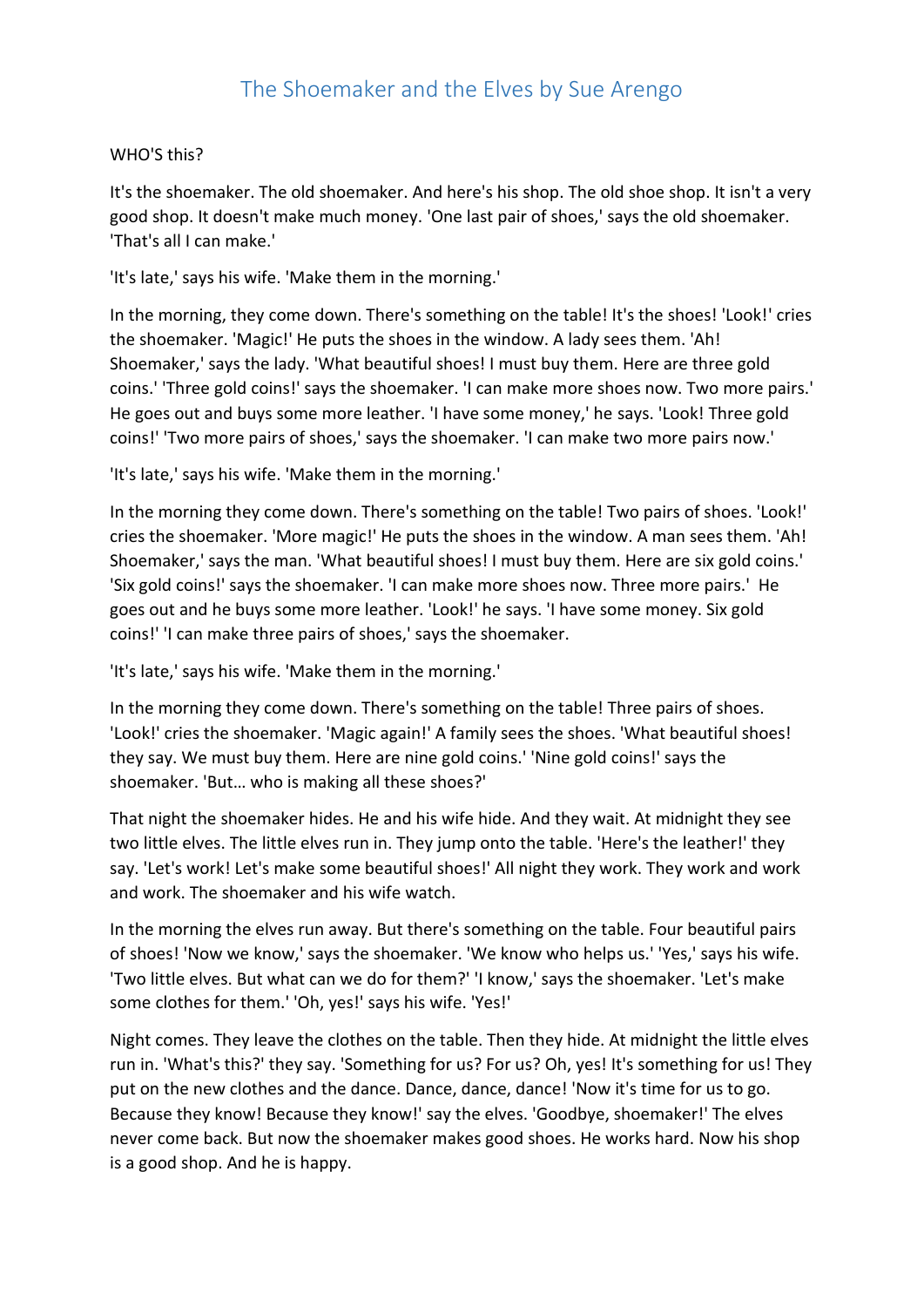# The Shoemaker and the Elves by Sue Arengo

WHO'S this?

It's the shoemaker. The old shoemaker. And here's his shop. The old shoe shop. It isn't a very good shop. It doesn't make much money. 'One last pair of shoes,' says the old shoemaker. 'That's all I can make.'

'It's late,' says his wife. 'Make them in the morning.'

In the morning, they come down. There's something on the table! It's the shoes! 'Look!' cries the shoemaker. 'Magic!' He puts the shoes in the window. A lady sees them. 'Ah! Shoemaker,' says the lady. 'What beautiful shoes! I must buy them. Here are three gold coins.' 'Three gold coins!' says the shoemaker. 'I can make more shoes now. Two more pairs.' He goes out and buys some more leather. 'I have some money,' he says. 'Look! Three gold coins!' 'Two more pairs of shoes,' says the shoemaker. 'I can make two more pairs now.'

'It's late,' says his wife. 'Make them in the morning.'

In the morning they come down. There's something on the table! Two pairs of shoes. 'Look!' cries the shoemaker. 'More magic!' He puts the shoes in the window. A man sees them. 'Ah! Shoemaker,' says the man. 'What beautiful shoes! I must buy them. Here are six gold coins.' 'Six gold coins!' says the shoemaker. 'I can make more shoes now. Three more pairs.' He goes out and he buys some more leather. 'Look!' he says. 'I have some money. Six gold coins!' 'I can make three pairs of shoes,' says the shoemaker.

'It's late,' says his wife. 'Make them in the morning.'

In the morning they come down. There's something on the table! Three pairs of shoes. 'Look!' cries the shoemaker. 'Magic again!' A family sees the shoes. 'What beautiful shoes! they say. We must buy them. Here are nine gold coins.' 'Nine gold coins!' says the shoemaker. 'But… who is making all these shoes?'

That night the shoemaker hides. He and his wife hide. And they wait. At midnight they see two little elves. The little elves run in. They jump onto the table. 'Here's the leather!' they say. 'Let's work! Let's make some beautiful shoes!' All night they work. They work and work and work. The shoemaker and his wife watch.

In the morning the elves run away. But there's something on the table. Four beautiful pairs of shoes! 'Now we know,' says the shoemaker. 'We know who helps us.' 'Yes,' says his wife. 'Two little elves. But what can we do for them?' 'I know,' says the shoemaker. 'Let's make some clothes for them.' 'Oh, yes!' says his wife. 'Yes!'

Night comes. They leave the clothes on the table. Then they hide. At midnight the little elves run in. 'What's this?' they say. 'Something for us? For us? Oh, yes! It's something for us! They put on the new clothes and the dance. Dance, dance, dance! 'Now it's time for us to go. Because they know! Because they know!' say the elves. 'Goodbye, shoemaker!' The elves never come back. But now the shoemaker makes good shoes. He works hard. Now his shop is a good shop. And he is happy.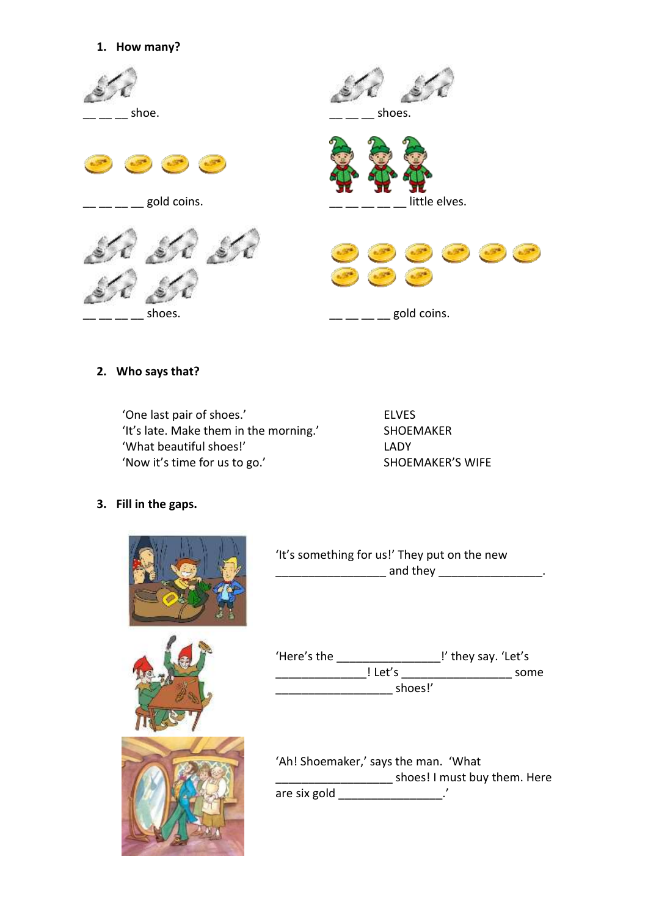1. **How many?**

__ __ __ shoe.

__ __ __ shoes.

__ __ __ __ gold coins.

__ __ __ __ __ little elves.

__ __ __ __ shoes.

__ __ __ __ gold coins.

2. **Who says that?**

| | |
|---|---|
| 'One last pair of shoes.' | ELVES |
| 'It's late. Make them in the morning.' | SHOEMAKER |
| 'What beautiful shoes!' | LADY |
| 'Now it's time for us to go.' | SHOEMAKER'S WIFE |

3. **Fill in the gaps.**

'It's something for us!' They put on the new _________________ and they ________________.

'Here's the ________________!' they say. 'Let's ______________! Let's _________________ some __________________ shoes!'

'Ah! Shoemaker,' says the man. 'What __________________ shoes! I must buy them. Here are six gold ________________.'